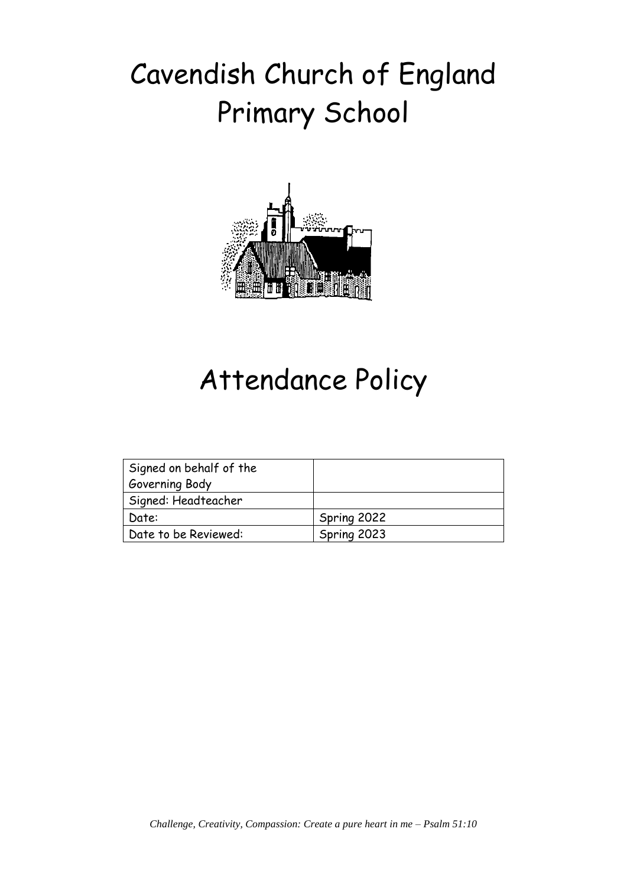# Cavendish Church of England Primary School

# Attendance Policy

| | |
|---|---|
| Signed on behalf of the Governing Body | |
| Signed: Headteacher | |
| Date: | Spring 2022 |
| Date to be Reviewed: | Spring 2023 |

*Challenge, Creativity, Compassion: Create a pure heart in me – Psalm 51:10*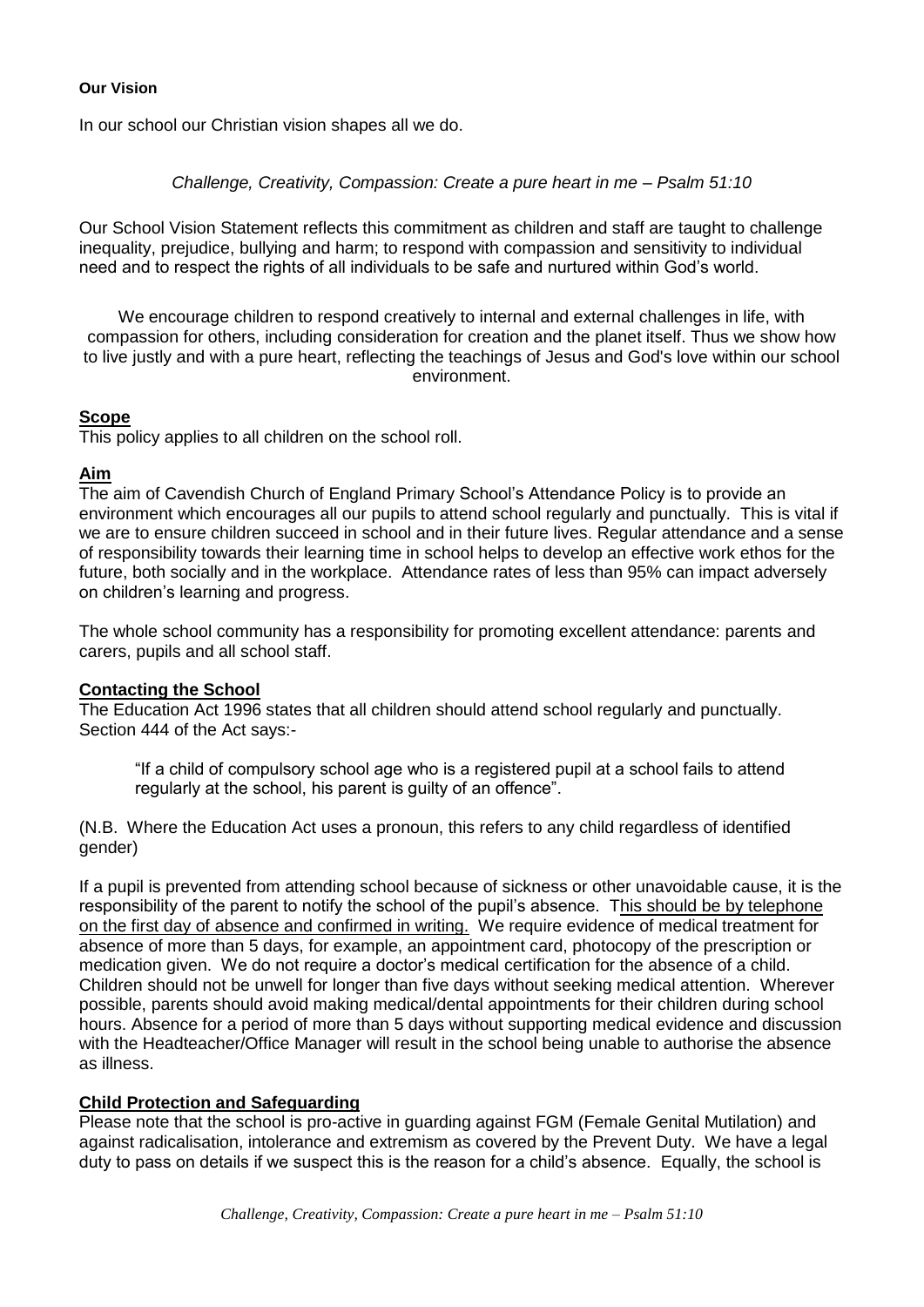**Our Vision**

In our school our Christian vision shapes all we do.

*Challenge, Creativity, Compassion: Create a pure heart in me – Psalm 51:10*

Our School Vision Statement reflects this commitment as children and staff are taught to challenge inequality, prejudice, bullying and harm; to respond with compassion and sensitivity to individual need and to respect the rights of all individuals to be safe and nurtured within God's world.

We encourage children to respond creatively to internal and external challenges in life, with compassion for others, including consideration for creation and the planet itself. Thus we show how to live justly and with a pure heart, reflecting the teachings of Jesus and God's love within our school environment.

## Scope

This policy applies to all children on the school roll.

## Aim

The aim of Cavendish Church of England Primary School's Attendance Policy is to provide an environment which encourages all our pupils to attend school regularly and punctually. This is vital if we are to ensure children succeed in school and in their future lives. Regular attendance and a sense of responsibility towards their learning time in school helps to develop an effective work ethos for the future, both socially and in the workplace. Attendance rates of less than 95% can impact adversely on children's learning and progress.

The whole school community has a responsibility for promoting excellent attendance: parents and carers, pupils and all school staff.

## Contacting the School

The Education Act 1996 states that all children should attend school regularly and punctually. Section 444 of the Act says:-

> "If a child of compulsory school age who is a registered pupil at a school fails to attend regularly at the school, his parent is guilty of an offence".

(N.B. Where the Education Act uses a pronoun, this refers to any child regardless of identified gender)

If a pupil is prevented from attending school because of sickness or other unavoidable cause, it is the responsibility of the parent to notify the school of the pupil's absence. This should be by telephone on the first day of absence and confirmed in writing. We require evidence of medical treatment for absence of more than 5 days, for example, an appointment card, photocopy of the prescription or medication given. We do not require a doctor's medical certification for the absence of a child. Children should not be unwell for longer than five days without seeking medical attention. Wherever possible, parents should avoid making medical/dental appointments for their children during school hours. Absence for a period of more than 5 days without supporting medical evidence and discussion with the Headteacher/Office Manager will result in the school being unable to authorise the absence as illness.

## Child Protection and Safeguarding

Please note that the school is pro-active in guarding against FGM (Female Genital Mutilation) and against radicalisation, intolerance and extremism as covered by the Prevent Duty. We have a legal duty to pass on details if we suspect this is the reason for a child's absence. Equally, the school is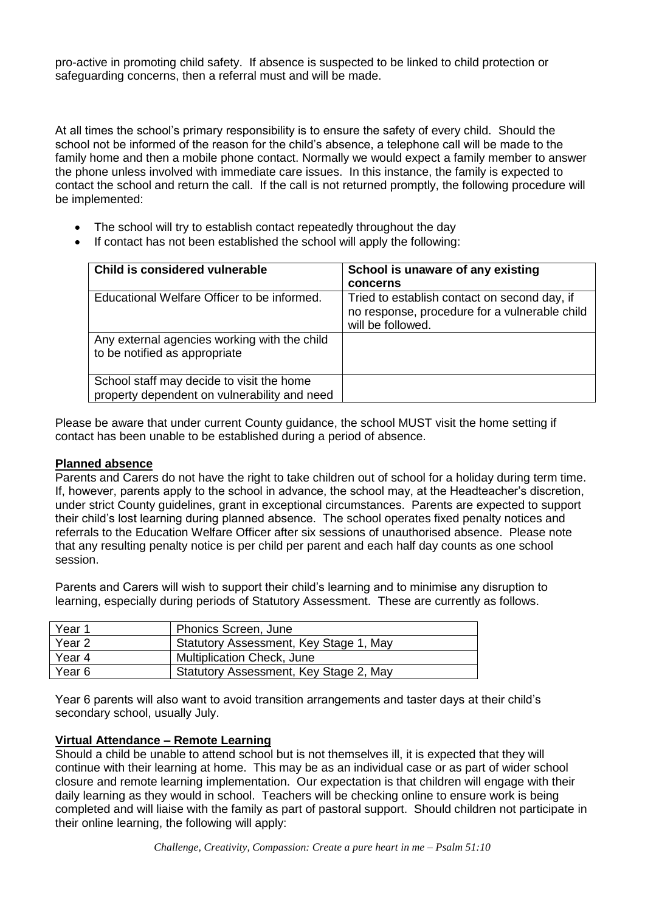pro-active in promoting child safety. If absence is suspected to be linked to child protection or safeguarding concerns, then a referral must and will be made.

At all times the school's primary responsibility is to ensure the safety of every child. Should the school not be informed of the reason for the child's absence, a telephone call will be made to the family home and then a mobile phone contact. Normally we would expect a family member to answer the phone unless involved with immediate care issues. In this instance, the family is expected to contact the school and return the call. If the call is not returned promptly, the following procedure will be implemented:

- The school will try to establish contact repeatedly throughout the day
- If contact has not been established the school will apply the following:

| Child is considered vulnerable | School is unaware of any existing concerns |
|---|---|
| Educational Welfare Officer to be informed. | Tried to establish contact on second day, if no response, procedure for a vulnerable child will be followed. |
| Any external agencies working with the child to be notified as appropriate | |
| School staff may decide to visit the home property dependent on vulnerability and need | |

Please be aware that under current County guidance, the school MUST visit the home setting if contact has been unable to be established during a period of absence.

**Planned absence**

Parents and Carers do not have the right to take children out of school for a holiday during term time. If, however, parents apply to the school in advance, the school may, at the Headteacher's discretion, under strict County guidelines, grant in exceptional circumstances. Parents are expected to support their child's lost learning during planned absence. The school operates fixed penalty notices and referrals to the Education Welfare Officer after six sessions of unauthorised absence. Please note that any resulting penalty notice is per child per parent and each half day counts as one school session.

Parents and Carers will wish to support their child's learning and to minimise any disruption to learning, especially during periods of Statutory Assessment. These are currently as follows.

| | |
|---|---|
| Year 1 | Phonics Screen, June |
| Year 2 | Statutory Assessment, Key Stage 1, May |
| Year 4 | Multiplication Check, June |
| Year 6 | Statutory Assessment, Key Stage 2, May |

Year 6 parents will also want to avoid transition arrangements and taster days at their child's secondary school, usually July.

**Virtual Attendance – Remote Learning**

Should a child be unable to attend school but is not themselves ill, it is expected that they will continue with their learning at home. This may be as an individual case or as part of wider school closure and remote learning implementation. Our expectation is that children will engage with their daily learning as they would in school. Teachers will be checking online to ensure work is being completed and will liaise with the family as part of pastoral support. Should children not participate in their online learning, the following will apply: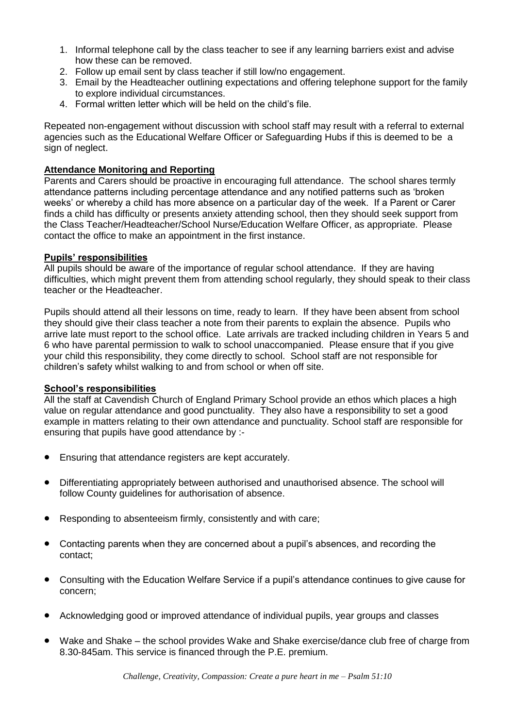1. Informal telephone call by the class teacher to see if any learning barriers exist and advise how these can be removed.
2. Follow up email sent by class teacher if still low/no engagement.
3. Email by the Headteacher outlining expectations and offering telephone support for the family to explore individual circumstances.
4. Formal written letter which will be held on the child's file.

Repeated non-engagement without discussion with school staff may result with a referral to external agencies such as the Educational Welfare Officer or Safeguarding Hubs if this is deemed to be a sign of neglect.

**Attendance Monitoring and Reporting**

Parents and Carers should be proactive in encouraging full attendance. The school shares termly attendance patterns including percentage attendance and any notified patterns such as 'broken weeks' or whereby a child has more absence on a particular day of the week. If a Parent or Carer finds a child has difficulty or presents anxiety attending school, then they should seek support from the Class Teacher/Headteacher/School Nurse/Education Welfare Officer, as appropriate. Please contact the office to make an appointment in the first instance.

**Pupils' responsibilities**

All pupils should be aware of the importance of regular school attendance. If they are having difficulties, which might prevent them from attending school regularly, they should speak to their class teacher or the Headteacher.

Pupils should attend all their lessons on time, ready to learn. If they have been absent from school they should give their class teacher a note from their parents to explain the absence. Pupils who arrive late must report to the school office. Late arrivals are tracked including children in Years 5 and 6 who have parental permission to walk to school unaccompanied. Please ensure that if you give your child this responsibility, they come directly to school. School staff are not responsible for children's safety whilst walking to and from school or when off site.

**School's responsibilities**

All the staff at Cavendish Church of England Primary School provide an ethos which places a high value on regular attendance and good punctuality. They also have a responsibility to set a good example in matters relating to their own attendance and punctuality. School staff are responsible for ensuring that pupils have good attendance by :-

- Ensuring that attendance registers are kept accurately.
- Differentiating appropriately between authorised and unauthorised absence. The school will follow County guidelines for authorisation of absence.
- Responding to absenteeism firmly, consistently and with care;
- Contacting parents when they are concerned about a pupil's absences, and recording the contact;
- Consulting with the Education Welfare Service if a pupil's attendance continues to give cause for concern;
- Acknowledging good or improved attendance of individual pupils, year groups and classes
- Wake and Shake – the school provides Wake and Shake exercise/dance club free of charge from 8.30-845am. This service is financed through the P.E. premium.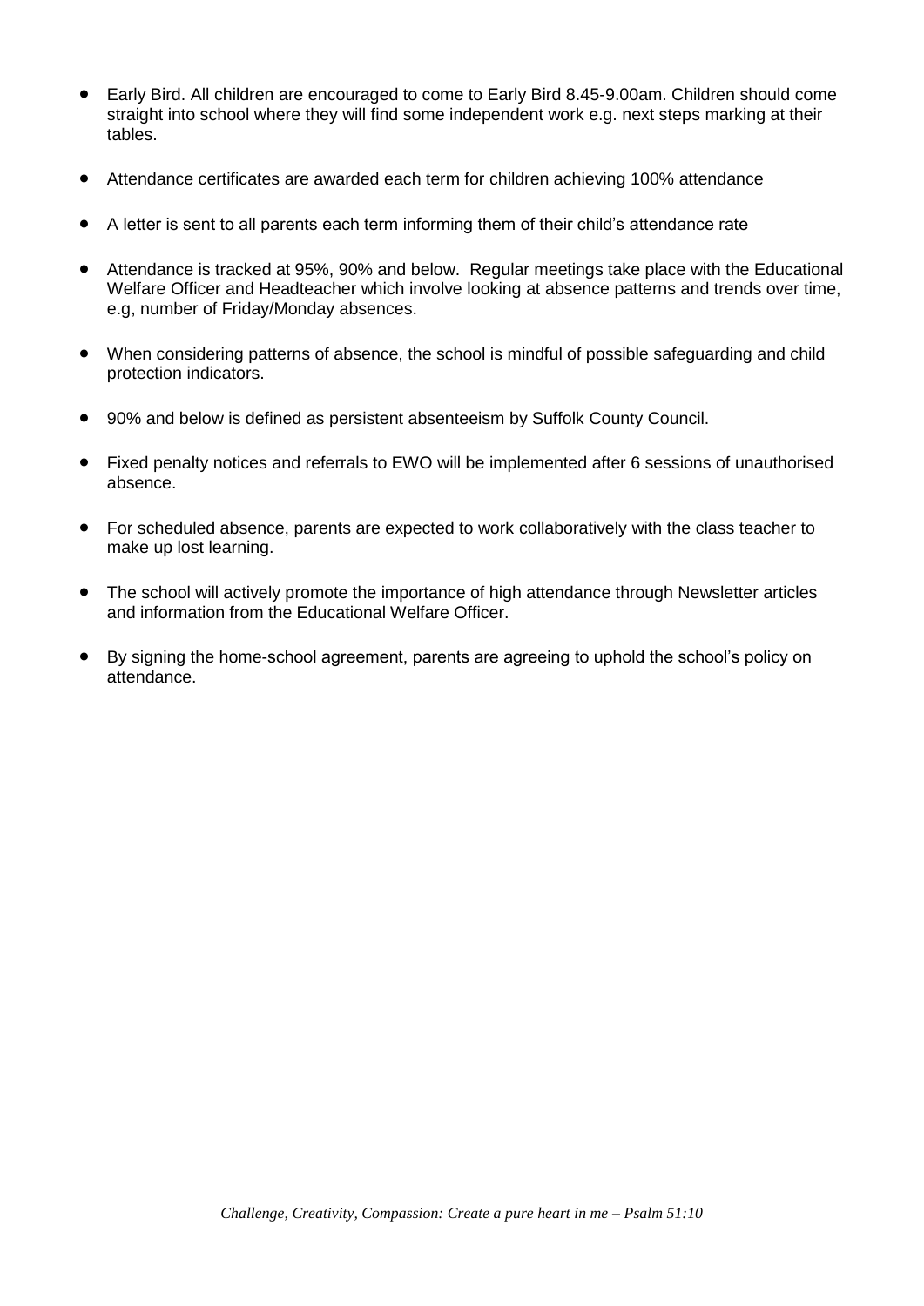- Early Bird. All children are encouraged to come to Early Bird 8.45-9.00am. Children should come straight into school where they will find some independent work e.g. next steps marking at their tables.

- Attendance certificates are awarded each term for children achieving 100% attendance

- A letter is sent to all parents each term informing them of their child's attendance rate

- Attendance is tracked at 95%, 90% and below. Regular meetings take place with the Educational Welfare Officer and Headteacher which involve looking at absence patterns and trends over time, e.g, number of Friday/Monday absences.

- When considering patterns of absence, the school is mindful of possible safeguarding and child protection indicators.

- 90% and below is defined as persistent absenteeism by Suffolk County Council.

- Fixed penalty notices and referrals to EWO will be implemented after 6 sessions of unauthorised absence.

- For scheduled absence, parents are expected to work collaboratively with the class teacher to make up lost learning.

- The school will actively promote the importance of high attendance through Newsletter articles and information from the Educational Welfare Officer.

- By signing the home-school agreement, parents are agreeing to uphold the school's policy on attendance.